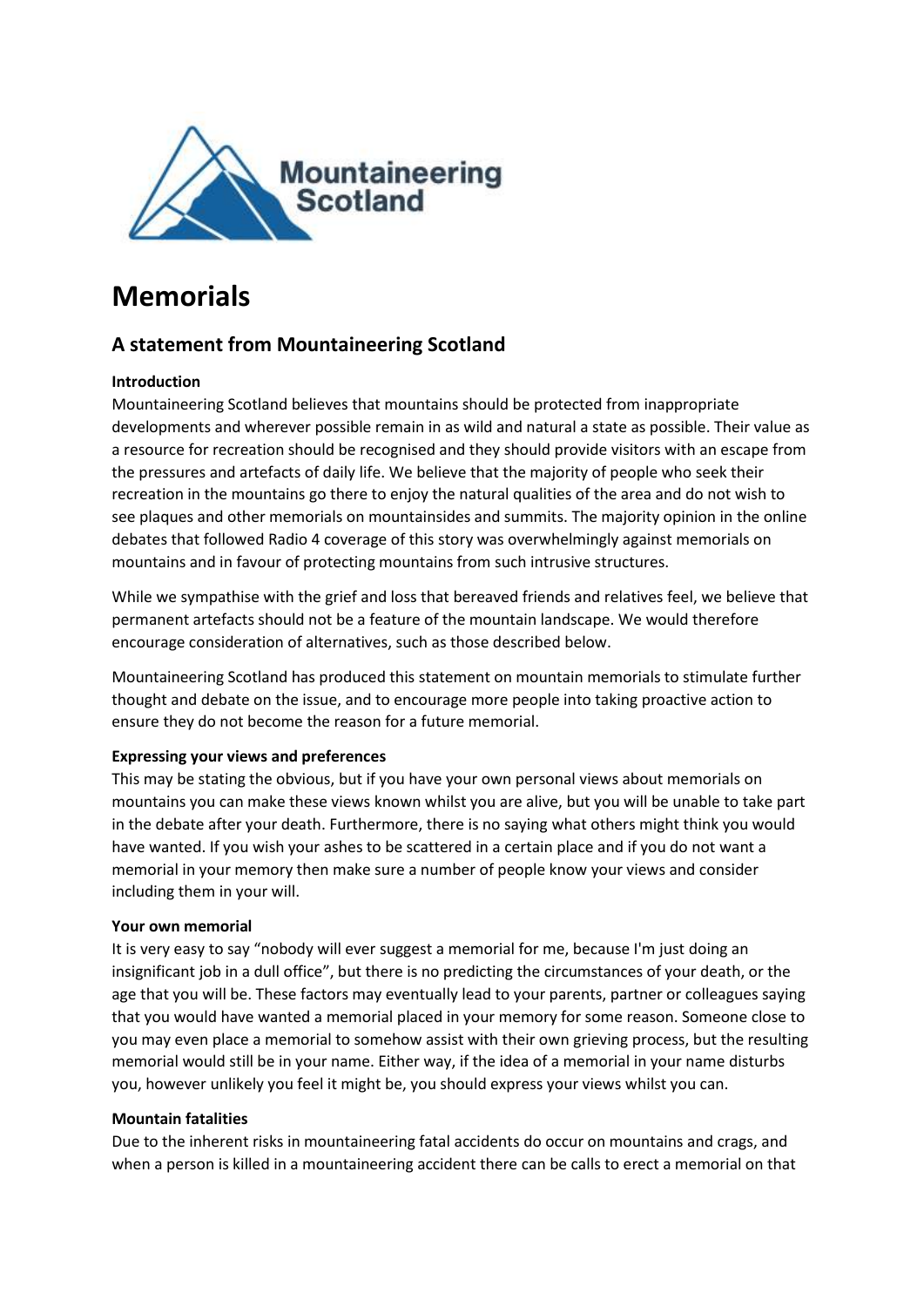# Memorials

## A statement from Mountaineering Scotland

**Introduction**

Mountaineering Scotland believes that mountains should be protected from inappropriate developments and wherever possible remain in as wild and natural a state as possible. Their value as a resource for recreation should be recognised and they should provide visitors with an escape from the pressures and artefacts of daily life. We believe that the majority of people who seek their recreation in the mountains go there to enjoy the natural qualities of the area and do not wish to see plaques and other memorials on mountainsides and summits. The majority opinion in the online debates that followed Radio 4 coverage of this story was overwhelmingly against memorials on mountains and in favour of protecting mountains from such intrusive structures.

While we sympathise with the grief and loss that bereaved friends and relatives feel, we believe that permanent artefacts should not be a feature of the mountain landscape. We would therefore encourage consideration of alternatives, such as those described below.

Mountaineering Scotland has produced this statement on mountain memorials to stimulate further thought and debate on the issue, and to encourage more people into taking proactive action to ensure they do not become the reason for a future memorial.

**Expressing your views and preferences**

This may be stating the obvious, but if you have your own personal views about memorials on mountains you can make these views known whilst you are alive, but you will be unable to take part in the debate after your death. Furthermore, there is no saying what others might think you would have wanted. If you wish your ashes to be scattered in a certain place and if you do not want a memorial in your memory then make sure a number of people know your views and consider including them in your will.

**Your own memorial**

It is very easy to say "nobody will ever suggest a memorial for me, because I'm just doing an insignificant job in a dull office", but there is no predicting the circumstances of your death, or the age that you will be. These factors may eventually lead to your parents, partner or colleagues saying that you would have wanted a memorial placed in your memory for some reason. Someone close to you may even place a memorial to somehow assist with their own grieving process, but the resulting memorial would still be in your name. Either way, if the idea of a memorial in your name disturbs you, however unlikely you feel it might be, you should express your views whilst you can.

**Mountain fatalities**

Due to the inherent risks in mountaineering fatal accidents do occur on mountains and crags, and when a person is killed in a mountaineering accident there can be calls to erect a memorial on that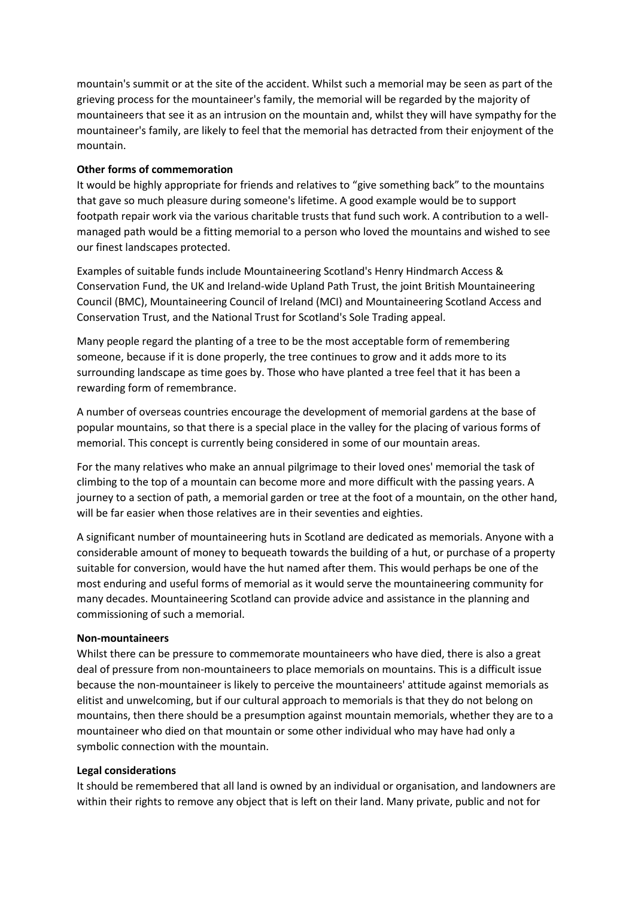mountain's summit or at the site of the accident. Whilst such a memorial may be seen as part of the grieving process for the mountaineer's family, the memorial will be regarded by the majority of mountaineers that see it as an intrusion on the mountain and, whilst they will have sympathy for the mountaineer's family, are likely to feel that the memorial has detracted from their enjoyment of the mountain.

**Other forms of commemoration**

It would be highly appropriate for friends and relatives to "give something back" to the mountains that gave so much pleasure during someone's lifetime. A good example would be to support footpath repair work via the various charitable trusts that fund such work. A contribution to a well-managed path would be a fitting memorial to a person who loved the mountains and wished to see our finest landscapes protected.

Examples of suitable funds include Mountaineering Scotland's Henry Hindmarch Access & Conservation Fund, the UK and Ireland-wide Upland Path Trust, the joint British Mountaineering Council (BMC), Mountaineering Council of Ireland (MCI) and Mountaineering Scotland Access and Conservation Trust, and the National Trust for Scotland's Sole Trading appeal.

Many people regard the planting of a tree to be the most acceptable form of remembering someone, because if it is done properly, the tree continues to grow and it adds more to its surrounding landscape as time goes by. Those who have planted a tree feel that it has been a rewarding form of remembrance.

A number of overseas countries encourage the development of memorial gardens at the base of popular mountains, so that there is a special place in the valley for the placing of various forms of memorial. This concept is currently being considered in some of our mountain areas.

For the many relatives who make an annual pilgrimage to their loved ones' memorial the task of climbing to the top of a mountain can become more and more difficult with the passing years. A journey to a section of path, a memorial garden or tree at the foot of a mountain, on the other hand, will be far easier when those relatives are in their seventies and eighties.

A significant number of mountaineering huts in Scotland are dedicated as memorials. Anyone with a considerable amount of money to bequeath towards the building of a hut, or purchase of a property suitable for conversion, would have the hut named after them. This would perhaps be one of the most enduring and useful forms of memorial as it would serve the mountaineering community for many decades. Mountaineering Scotland can provide advice and assistance in the planning and commissioning of such a memorial.

**Non-mountaineers**

Whilst there can be pressure to commemorate mountaineers who have died, there is also a great deal of pressure from non-mountaineers to place memorials on mountains. This is a difficult issue because the non-mountaineer is likely to perceive the mountaineers' attitude against memorials as elitist and unwelcoming, but if our cultural approach to memorials is that they do not belong on mountains, then there should be a presumption against mountain memorials, whether they are to a mountaineer who died on that mountain or some other individual who may have had only a symbolic connection with the mountain.

**Legal considerations**

It should be remembered that all land is owned by an individual or organisation, and landowners are within their rights to remove any object that is left on their land. Many private, public and not for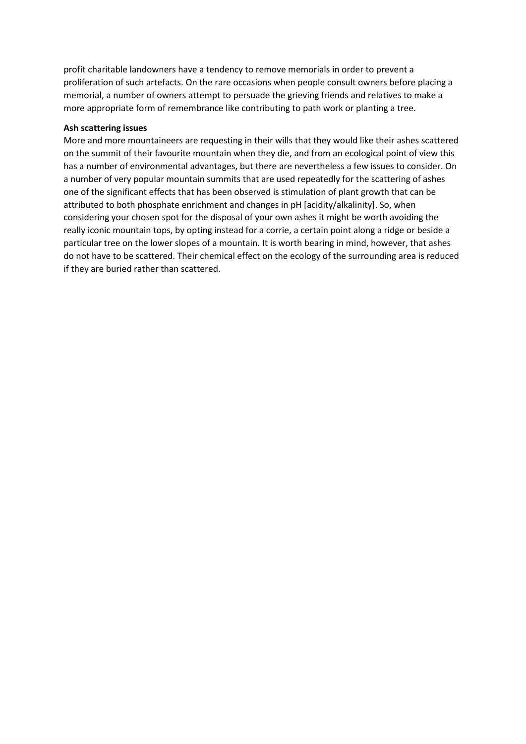profit charitable landowners have a tendency to remove memorials in order to prevent a proliferation of such artefacts. On the rare occasions when people consult owners before placing a memorial, a number of owners attempt to persuade the grieving friends and relatives to make a more appropriate form of remembrance like contributing to path work or planting a tree.

**Ash scattering issues**

More and more mountaineers are requesting in their wills that they would like their ashes scattered on the summit of their favourite mountain when they die, and from an ecological point of view this has a number of environmental advantages, but there are nevertheless a few issues to consider. On a number of very popular mountain summits that are used repeatedly for the scattering of ashes one of the significant effects that has been observed is stimulation of plant growth that can be attributed to both phosphate enrichment and changes in pH [acidity/alkalinity]. So, when considering your chosen spot for the disposal of your own ashes it might be worth avoiding the really iconic mountain tops, by opting instead for a corrie, a certain point along a ridge or beside a particular tree on the lower slopes of a mountain. It is worth bearing in mind, however, that ashes do not have to be scattered. Their chemical effect on the ecology of the surrounding area is reduced if they are buried rather than scattered.